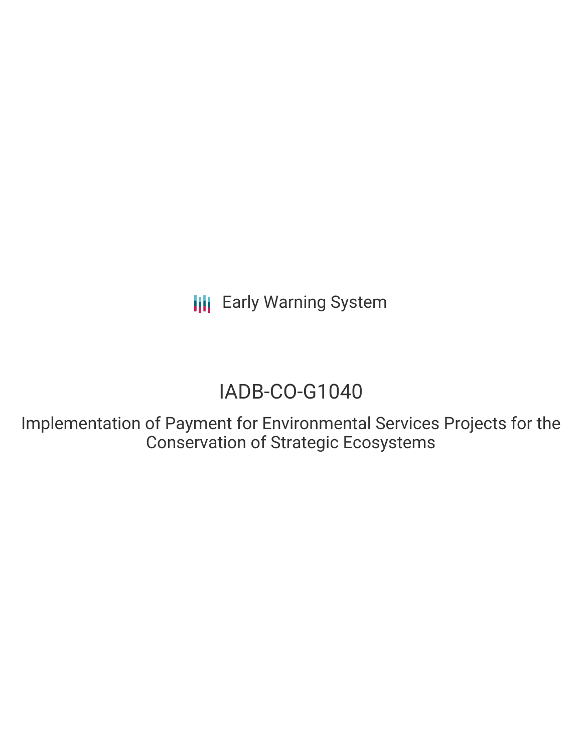Early Warning System

# IADB-CO-G1040

## Implementation of Payment for Environmental Services Projects for the Conservation of Strategic Ecosystems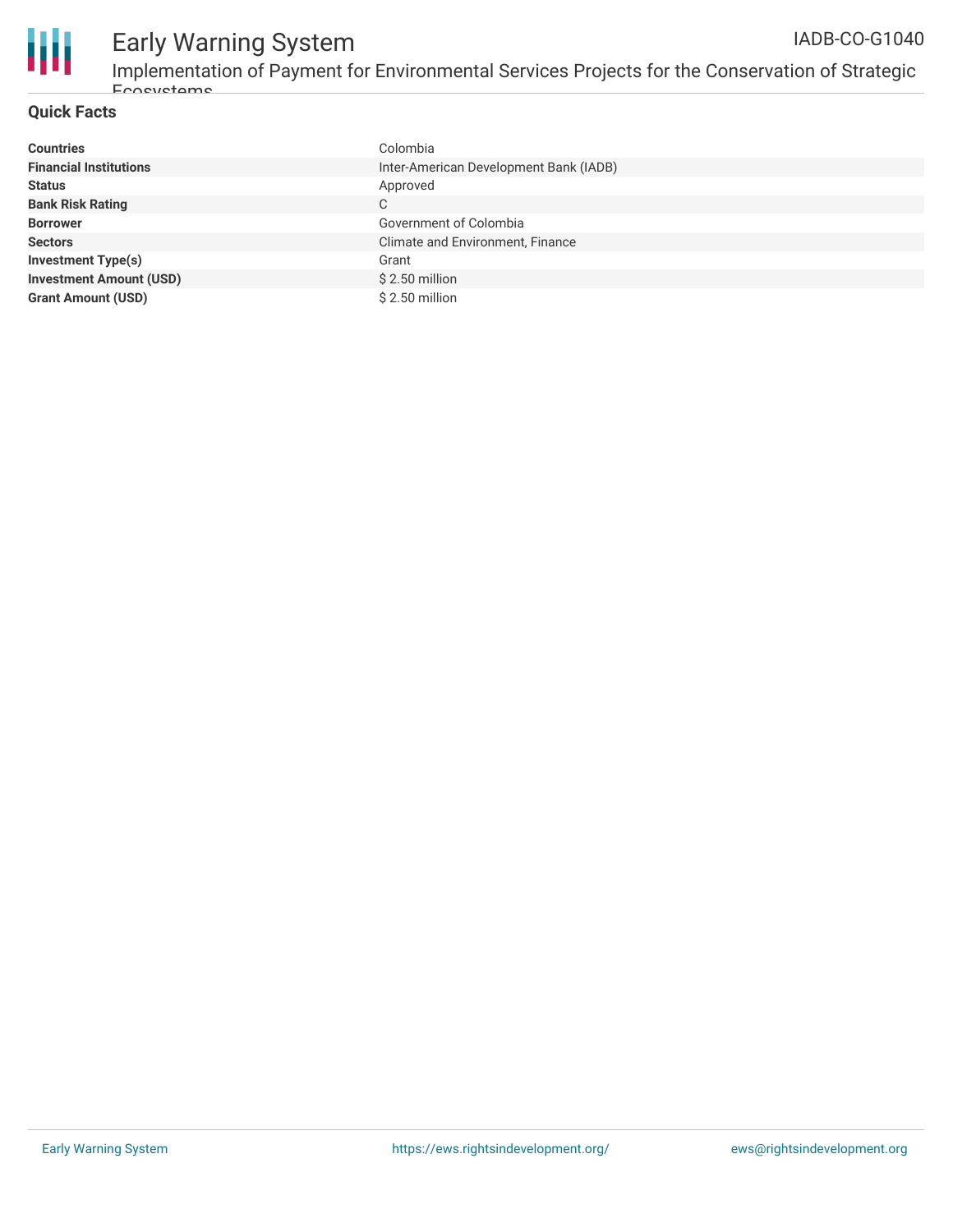## Quick Facts

| | |
|---|---|
| **Countries** | Colombia |
| **Financial Institutions** | Inter-American Development Bank (IADB) |
| **Status** | Approved |
| **Bank Risk Rating** | C |
| **Borrower** | Government of Colombia |
| **Sectors** | Climate and Environment, Finance |
| **Investment Type(s)** | Grant |
| **Investment Amount (USD)** | $ 2.50 million |
| **Grant Amount (USD)** | $ 2.50 million |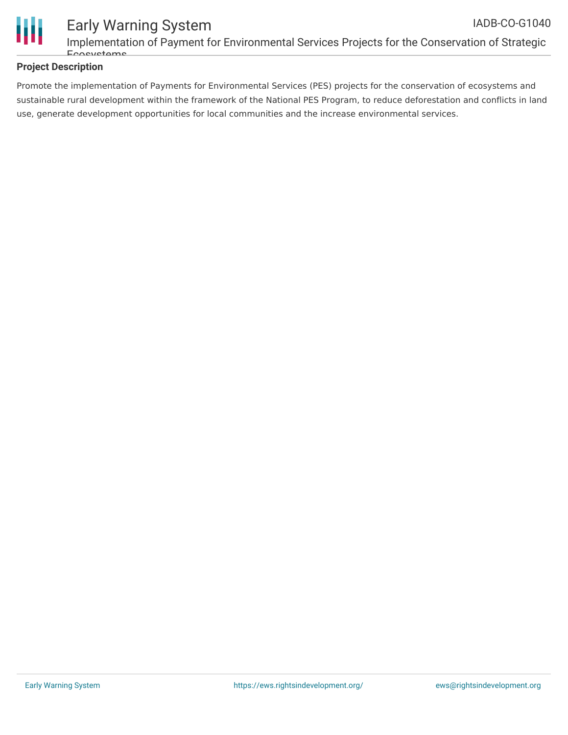## Project Description

Promote the implementation of Payments for Environmental Services (PES) projects for the conservation of ecosystems and sustainable rural development within the framework of the National PES Program, to reduce deforestation and conflicts in land use, generate development opportunities for local communities and the increase environmental services.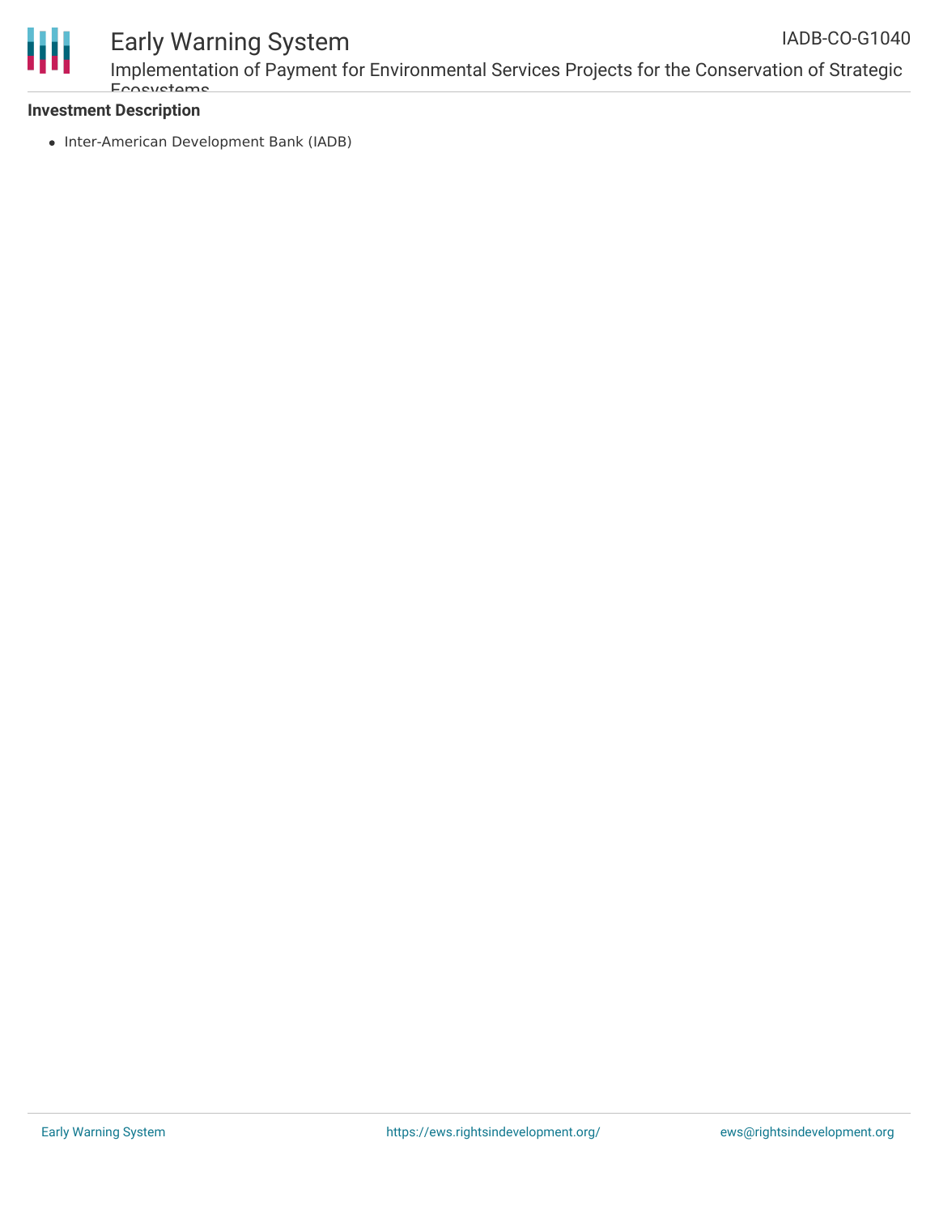**Investment Description**

- Inter-American Development Bank (IADB)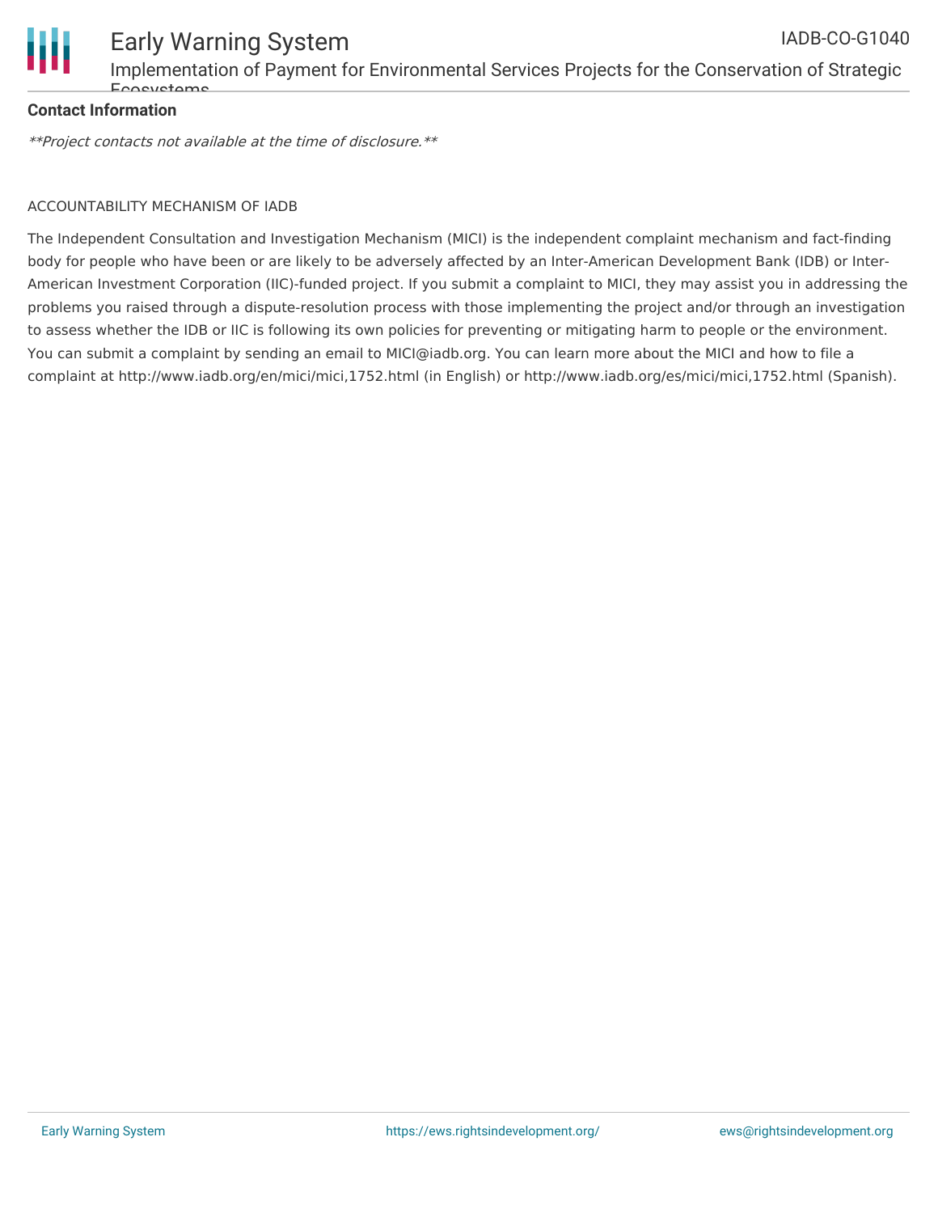**Contact Information**

*\*\*Project contacts not available at the time of disclosure.\*\**

ACCOUNTABILITY MECHANISM OF IADB

The Independent Consultation and Investigation Mechanism (MICI) is the independent complaint mechanism and fact-finding body for people who have been or are likely to be adversely affected by an Inter-American Development Bank (IDB) or Inter-American Investment Corporation (IIC)-funded project. If you submit a complaint to MICI, they may assist you in addressing the problems you raised through a dispute-resolution process with those implementing the project and/or through an investigation to assess whether the IDB or IIC is following its own policies for preventing or mitigating harm to people or the environment. You can submit a complaint by sending an email to MICI@iadb.org. You can learn more about the MICI and how to file a complaint at http://www.iadb.org/en/mici/mici,1752.html (in English) or http://www.iadb.org/es/mici/mici,1752.html (Spanish).